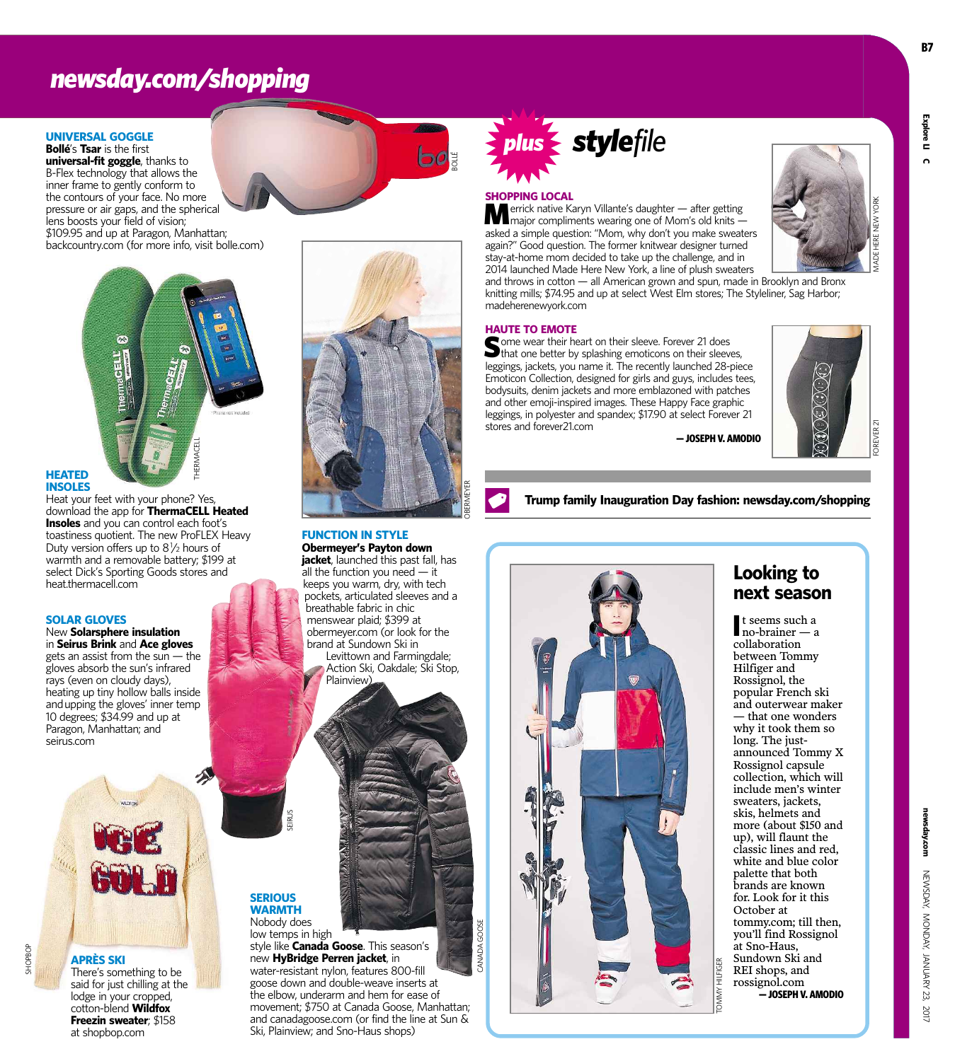# newsday.com/shopping

### UNIVERSAL GOGGLE

**Bollé**'s **Tsar** is the first **universal-fit goggle**, thanks to B-Flex technology that allows the inner frame to gently conform to the contours of your face. No more pressure or air gaps, and the spherical lens boosts your field of vision; $109.95 and up at Paragon, Manhattan; backcountry.com (for more info, visit bolle.com)

BOLLÉ

THERMACELL

### HEATED INSOLES

Heat your feet with your phone? Yes, download the app for **ThermaCELL Heated Insoles** and you can control each foot's toastiness quotient. The new ProFLEX Heavy Duty version offers up to 8½ hours of warmth and a removable battery; $199 at select Dick's Sporting Goods stores and heat.thermacell.com

OBERMEYER

### FUNCTION IN STYLE

**Obermeyer's Payton down jacket**, launched this past fall, has all the function you need — it keeps you warm, dry, with tech pockets, articulated sleeves and a breathable fabric in chic menswear plaid; $399 at obermeyer.com (or look for the brand at Sundown Ski in Levittown and Farmingdale; Action Ski, Oakdale; Ski Stop, Plainview)

### SOLAR GLOVES

New **Solarsphere insulation** in **Seirus Brink** and **Ace gloves** gets an assist from the sun — the gloves absorb the sun's infrared rays (even on cloudy days), heating up tiny hollow balls inside and upping the gloves' inner temp 10 degrees; $34.99 and up at Paragon, Manhattan; and seirus.com

SEIRUS

CANADA GOOSE

### SERIOUS WARMTH

Nobody does low temps in high style like **Canada Goose**. This season's new **HyBridge Perren jacket**, in water-resistant nylon, features 800-fill goose down and double-weave inserts at the elbow, underarm and hem for ease of movement; $750 at Canada Goose, Manhattan; and canadagoose.com (or find the line at Sun & Ski, Plainview; and Sno-Haus shops)

SHOPBOP

### APRÈS SKI

There's something to be said for just chilling at the lodge in your cropped, cotton-blend **Wildfox Freezin sweater**; $158 at shopbop.com

## plus stylefile

### SHOPPING LOCAL

Merrick native Karyn Villante's daughter — after getting major compliments wearing one of Mom's old knits — asked a simple question: "Mom, why don't you make sweaters again?" Good question. The former knitwear designer turned stay-at-home mom decided to take up the challenge, and in 2014 launched Made Here New York, a line of plush sweaters and throws in cotton — all American grown and spun, made in Brooklyn and Bronx knitting mills; $74.95 and up at select West Elm stores; The Styleliner, Sag Harbor; madeherenewyork.com

MADE HERE NEW YORK

### HAUTE TO EMOTE

Some wear their heart on their sleeve. Forever 21 does that one better by splashing emoticons on their sleeves, leggings, jackets, you name it. The recently launched 28-piece Emoticon Collection, designed for girls and guys, includes tees, bodysuits, denim jackets and more emblazoned with patches and other emoji-inspired images. These Happy Face graphic leggings, in polyester and spandex; $17.90 at select Forever 21 stores and forever21.com

**— JOSEPH V. AMODIO**

FOREVER 21

**Trump family Inauguration Day fashion: newsday.com/shopping**

## Looking to next season

It seems such a no-brainer — a collaboration between Tommy Hilfiger and Rossignol, the popular French ski and outerwear maker — that one wonders why it took them so long. The just-announced Tommy X Rossignol capsule collection, which will include men's winter sweaters, jackets, skis, helmets and more (about $150 and up), will flaunt the classic lines and red, white and blue color palette that both brands are known for. Look for it this October at tommy.com; till then, you'll find Rossignol at Sno-Haus, Sundown Ski and REI shops, and rossignol.com

**— JOSEPH V. AMODIO**

TOMMY HILFIGER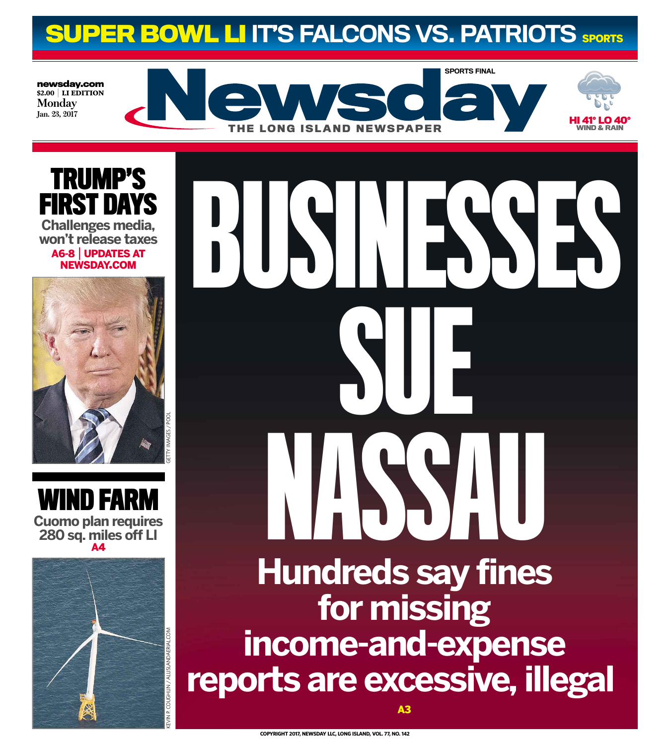**SUPER BOWL LI** IT'S FALCONS VS. PATRIOTS SPORTS

newsday.com
$2.00 | LI EDITION
Monday
Jan. 23, 2017

SPORTS FINAL

# Newsday

THE LONG ISLAND NEWSPAPER

HI 41° LO 40°
WIND & RAIN

## TRUMP'S FIRST DAYS

Challenges media, won't release taxes

A6-8 | UPDATES AT NEWSDAY.COM

GETTY IMAGES / POOL

## WIND FARM

Cuomo plan requires 280 sq. miles off LI

A4

KEVIN P. COUGHLIN / ALLISLANDAERIAL.COM

# BUSINESSES SUE NASSAU

### Hundreds say fines for missing income-and-expense reports are excessive, illegal

A3

COPYRIGHT 2017, NEWSDAY LLC, LONG ISLAND, VOL. 77, NO. 142